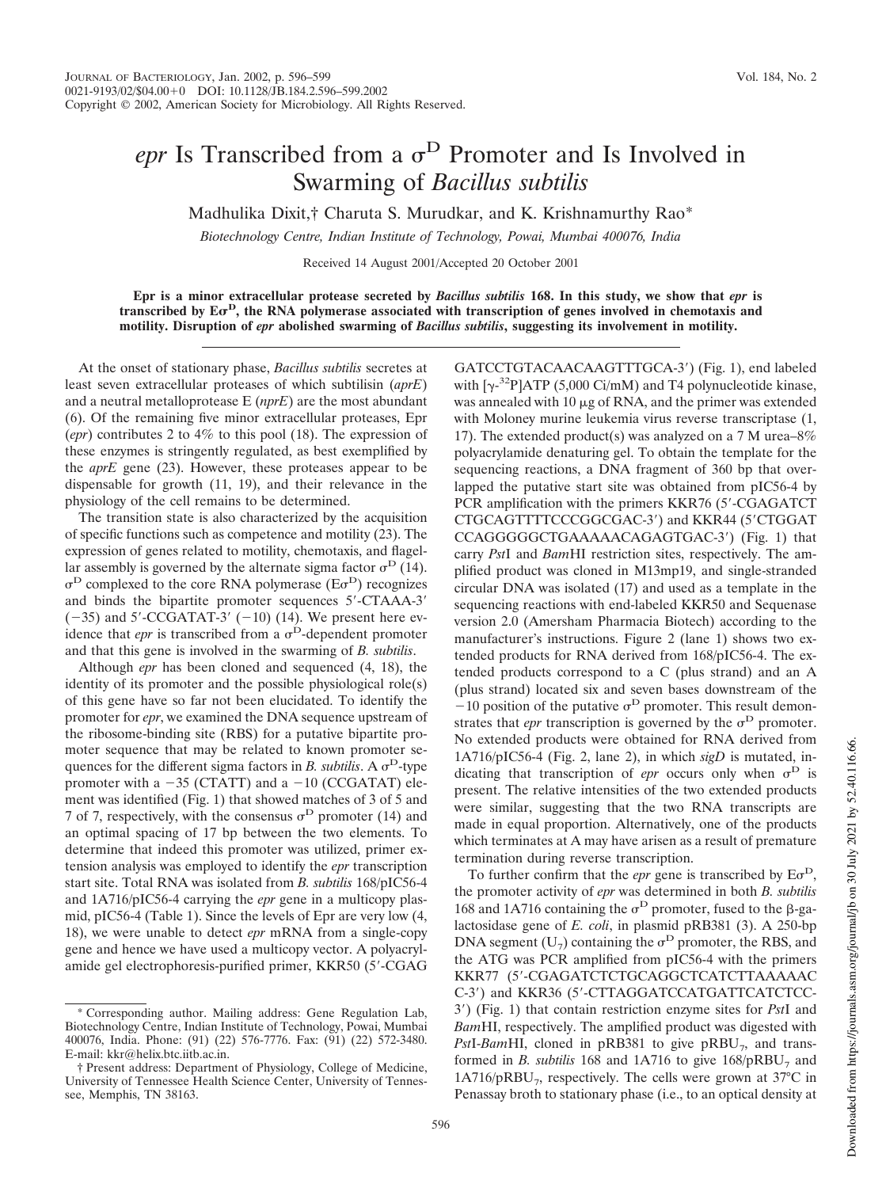# *epr* Is Transcribed from a $\sigma^D$ Promoter and Is Involved in Swarming of *Bacillus subtilis*

Madhulika Dixit,† Charuta S. Murudkar, and K. Krishnamurthy Rao*

*Biotechnology Centre, Indian Institute of Technology, Powai, Mumbai 400076, India*

Received 14 August 2001/Accepted 20 October 2001

**Epr is a minor extracellular protease secreted by *Bacillus subtilis* 168. In this study, we show that *epr* is transcribed by $E\sigma^D$, the RNA polymerase associated with transcription of genes involved in chemotaxis and motility. Disruption of *epr* abolished swarming of *Bacillus subtilis*, suggesting its involvement in motility.**

At the onset of stationary phase, *Bacillus subtilis* secretes at least seven extracellular proteases of which subtilisin (*aprE*) and a neutral metalloprotease E (*nprE*) are the most abundant (6). Of the remaining five minor extracellular proteases, Epr (*epr*) contributes 2 to 4% to this pool (18). The expression of these enzymes is stringently regulated, as best exemplified by the *aprE* gene (23). However, these proteases appear to be dispensable for growth (11, 19), and their relevance in the physiology of the cell remains to be determined.

The transition state is also characterized by the acquisition of specific functions such as competence and motility (23). The expression of genes related to motility, chemotaxis, and flagellar assembly is governed by the alternate sigma factor $\sigma^D$ (14). $\sigma^D$ complexed to the core RNA polymerase ($E\sigma^D$) recognizes and binds the bipartite promoter sequences 5′-CTAAA-3′ (−35) and 5′-CCGATAT-3′ (−10) (14). We present here evidence that *epr* is transcribed from a $\sigma^D$-dependent promoter and that this gene is involved in the swarming of *B. subtilis*.

Although *epr* has been cloned and sequenced (4, 18), the identity of its promoter and the possible physiological role(s) of this gene have so far not been elucidated. To identify the promoter for *epr*, we examined the DNA sequence upstream of the ribosome-binding site (RBS) for a putative bipartite promoter sequence that may be related to known promoter sequences for the different sigma factors in *B. subtilis*. A $\sigma^D$-type promoter with a −35 (CTATT) and a −10 (CCGATAT) element was identified (Fig. 1) that showed matches of 3 of 5 and 7 of 7, respectively, with the consensus $\sigma^D$ promoter (14) and an optimal spacing of 17 bp between the two elements. To determine that indeed this promoter was utilized, primer extension analysis was employed to identify the *epr* transcription start site. Total RNA was isolated from *B. subtilis* 168/pIC56-4 and 1A716/pIC56-4 carrying the *epr* gene in a multicopy plasmid, pIC56-4 (Table 1). Since the levels of Epr are very low (4, 18), we were unable to detect *epr* mRNA from a single-copy gene and hence we have used a multicopy vector. A polyacrylamide gel electrophoresis-purified primer, KKR50 (5′-CGAG GATCCTGTACAACAAGTTTGCA-3′) (Fig. 1), end labeled with [$\gamma$-$^{32}$P]ATP (5,000 Ci/mM) and T4 polynucleotide kinase, was annealed with 10 μg of RNA, and the primer was extended with Moloney murine leukemia virus reverse transcriptase (1, 17). The extended product(s) was analyzed on a 7 M urea–8% polyacrylamide denaturing gel. To obtain the template for the sequencing reactions, a DNA fragment of 360 bp that overlapped the putative start site was obtained from pIC56-4 by PCR amplification with the primers KKR76 (5′-CGAGATCT CTGCAGTTTTCCCGGCGAC-3′) and KKR44 (5′CTGGAT CCAGGGGGCTGAAAAACAGAGTGAC-3′) (Fig. 1) that carry *Pst*I and *Bam*HI restriction sites, respectively. The amplified product was cloned in M13mp19, and single-stranded circular DNA was isolated (17) and used as a template in the sequencing reactions with end-labeled KKR50 and Sequenase version 2.0 (Amersham Pharmacia Biotech) according to the manufacturer's instructions. Figure 2 (lane 1) shows two extended products for RNA derived from 168/pIC56-4. The extended products correspond to a C (plus strand) and an A (plus strand) located six and seven bases downstream of the −10 position of the putative $\sigma^D$ promoter. This result demonstrates that *epr* transcription is governed by the $\sigma^D$ promoter. No extended products were obtained for RNA derived from 1A716/pIC56-4 (Fig. 2, lane 2), in which *sigD* is mutated, indicating that transcription of *epr* occurs only when $\sigma^D$ is present. The relative intensities of the two extended products were similar, suggesting that the two RNA transcripts are made in equal proportion. Alternatively, one of the products which terminates at A may have arisen as a result of premature termination during reverse transcription.

To further confirm that the *epr* gene is transcribed by $E\sigma^D$, the promoter activity of *epr* was determined in both *B. subtilis* 168 and 1A716 containing the $\sigma^D$ promoter, fused to the β-galactosidase gene of *E. coli*, in plasmid pRB381 (3). A 250-bp DNA segment ($U_7$) containing the $\sigma^D$ promoter, the RBS, and the ATG was PCR amplified from pIC56-4 with the primers KKR77 (5′-CGAGATCTCTGCAGGCTCATCTTAAAAAC C-3′) and KKR36 (5′-CTTAGGATCCATGATTCATCTCC-3′) (Fig. 1) that contain restriction enzyme sites for *Pst*I and *Bam*HI, respectively. The amplified product was digested with *Pst*I-*Bam*HI, cloned in pRB381 to give pRB$U_7$, and transformed in *B. subtilis* 168 and 1A716 to give 168/pRB$U_7$ and 1A716/pRB$U_7$, respectively. The cells were grown at 37°C in Penassay broth to stationary phase (i.e., to an optical density at

---

* Corresponding author. Mailing address: Gene Regulation Lab, Biotechnology Centre, Indian Institute of Technology, Powai, Mumbai 400076, India. Phone: (91) (22) 576-7776. Fax: (91) (22) 572-3480. E-mail: kkr@helix.btc.iitb.ac.in.

† Present address: Department of Physiology, College of Medicine, University of Tennessee Health Science Center, University of Tennessee, Memphis, TN 38163.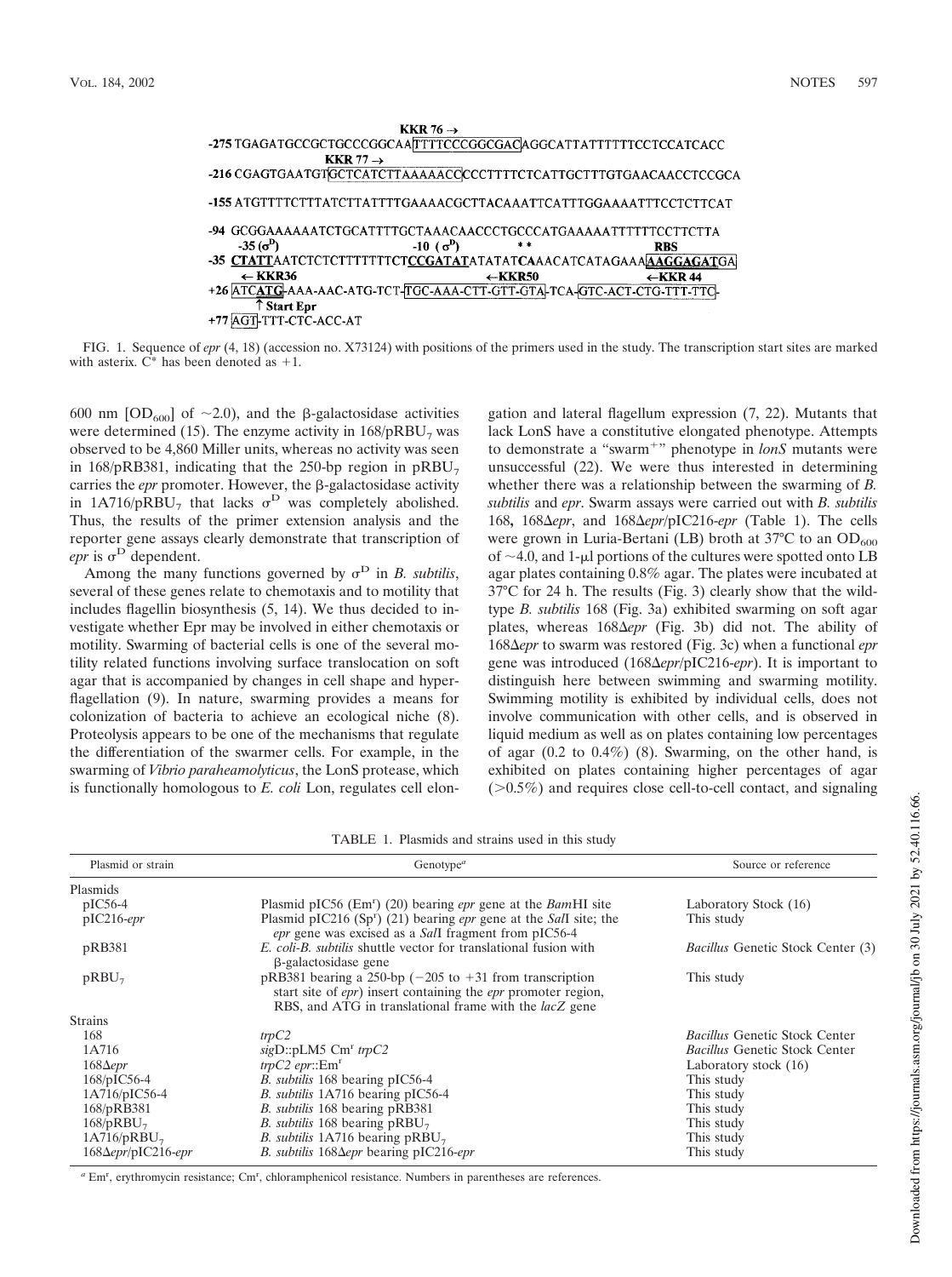```
                                   KKR 76 →
-275 TGAGATGCCGCTGCCCGGCAA[TTTTCCCGGCGAC]AGGCATTATTTTTCCTCCATCACC
                    KKR 77 →
-216 CGAGTGAATGT[GCTCATCTTAAAAACC]CCCTTTTCTCATTGCTTTGTGAACAACCTCCGCA

-155 ATGTTTTCTTTATCTTATTTGAAAACGCTTACAAATTCATTTGGAAAATTTCCTCTTCAT

-94  GCGGAAAAAATCTGCATTTTGCTAAACAACCCTGCCCATGAAAAATTTTTTCCTTCTTA
       -35 (σD)                   -10 (σD)          * *                RBS
-35  CTATTAATCTCTCTTTTTTTCTCCGATATATATATCAAACATCATAGAAA[AAGGAGAT]GA
       ← KKR36                              ←KKR50                ←KKR 44
+26  [ATCATG]-AAA-AAC-ATG-TCT-[TGC-AAA-CTT-GTT-GTA]-TCA-[GTC-ACT-CTG-TTT-TTC]-
        ↑ Start Epr
+77  [AGT]-TTT-CTC-ACC-AT
```

FIG. 1. Sequence of *epr* (4, 18) (accession no. X73124) with positions of the primers used in the study. The transcription start sites are marked with asterix. C* has been denoted as +1.

600 nm [$OD_{600}$] of ~2.0), and the β-galactosidase activities were determined (15). The enzyme activity in 168/pRBU$_7$ was observed to be 4,860 Miller units, whereas no activity was seen in 168/pRB381, indicating that the 250-bp region in pRBU$_7$ carries the *epr* promoter. However, the β-galactosidase activity in 1A716/pRBU$_7$ that lacks $\sigma^D$ was completely abolished. Thus, the results of the primer extension analysis and the reporter gene assays clearly demonstrate that transcription of *epr* is $\sigma^D$ dependent.

Among the many functions governed by $\sigma^D$ in *B. subtilis*, several of these genes relate to chemotaxis and to motility that includes flagellin biosynthesis (5, 14). We thus decided to investigate whether Epr may be involved in either chemotaxis or motility. Swarming of bacterial cells is one of the several motility related functions involving surface translocation on soft agar that is accompanied by changes in cell shape and hyperflagellation (9). In nature, swarming provides a means for colonization of bacteria to achieve an ecological niche (8). Proteolysis appears to be one of the mechanisms that regulate the differentiation of the swarmer cells. For example, in the swarming of *Vibrio paraheamolyticus*, the LonS protease, which is functionally homologous to *E. coli* Lon, regulates cell elongation and lateral flagellum expression (7, 22). Mutants that lack LonS have a constitutive elongated phenotype. Attempts to demonstrate a "swarm$^+$" phenotype in *lonS* mutants were unsuccessful (22). We were thus interested in determining whether there was a relationship between the swarming of *B. subtilis* and *epr*. Swarm assays were carried out with *B. subtilis* 168, 168Δ*epr*, and 168Δ*epr*/pIC216-*epr* (Table 1). The cells were grown in Luria-Bertani (LB) broth at 37°C to an $OD_{600}$ of ~4.0, and 1-μl portions of the cultures were spotted onto LB agar plates containing 0.8% agar. The plates were incubated at 37°C for 24 h. The results (Fig. 3) clearly show that the wild-type *B. subtilis* 168 (Fig. 3a) exhibited swarming on soft agar plates, whereas 168Δ*epr* (Fig. 3b) did not. The ability of 168Δ*epr* to swarm was restored (Fig. 3c) when a functional *epr* gene was introduced (168Δ*epr*/pIC216-*epr*). It is important to distinguish here between swimming and swarming motility. Swimming motility is exhibited by individual cells, does not involve communication with other cells, and is observed in liquid medium as well as on plates containing low percentages of agar (0.2 to 0.4%) (8). Swarming, on the other hand, is exhibited on plates containing higher percentages of agar (>0.5%) and requires close cell-to-cell contact, and signaling

TABLE 1. Plasmids and strains used in this study

| Plasmid or strain | Genotype[a] | Source or reference |
|---|---|---|
| Plasmids | | |
| pIC56-4 | Plasmid pIC56 (Em$^r$) (20) bearing *epr* gene at the *Bam*HI site | Laboratory Stock (16) |
| pIC216-*epr* | Plasmid pIC216 (Sp$^r$) (21) bearing *epr* gene at the *Sal*I site; the *epr* gene was excised as a *Sal*I fragment from pIC56-4 | This study |
| pRB381 | *E. coli-B. subtilis* shuttle vector for translational fusion with β-galactosidase gene | *Bacillus* Genetic Stock Center (3) |
| pRBU$_7$ | pRB381 bearing a 250-bp (−205 to +31 from transcription start site of *epr*) insert containing the *epr* promoter region, RBS, and ATG in translational frame with the *lacZ* gene | This study |
| Strains | | |
| 168 | *trpC2* | *Bacillus* Genetic Stock Center |
| 1A716 | *sig*D::pLM5 Cm$^r$ *trpC2* | *Bacillus* Genetic Stock Center |
| 168Δ*epr* | *trpC2 epr*::Em$^r$ | Laboratory stock (16) |
| 168/pIC56-4 | *B. subtilis* 168 bearing pIC56-4 | This study |
| 1A716/pIC56-4 | *B. subtilis* 1A716 bearing pIC56-4 | This study |
| 168/pRB381 | *B. subtilis* 168 bearing pRB381 | This study |
| 168/pRBU$_7$ | *B. subtilis* 168 bearing pRBU$_7$ | This study |
| 1A716/pRBU$_7$ | *B. subtilis* 1A716 bearing pRBU$_7$ | This study |
| 168Δ*epr*/pIC216-*epr* | *B. subtilis* 168Δ*epr* bearing pIC216-*epr* | This study |

[a] Em$^r$, erythromycin resistance; Cm$^r$, chloramphenicol resistance. Numbers in parentheses are references.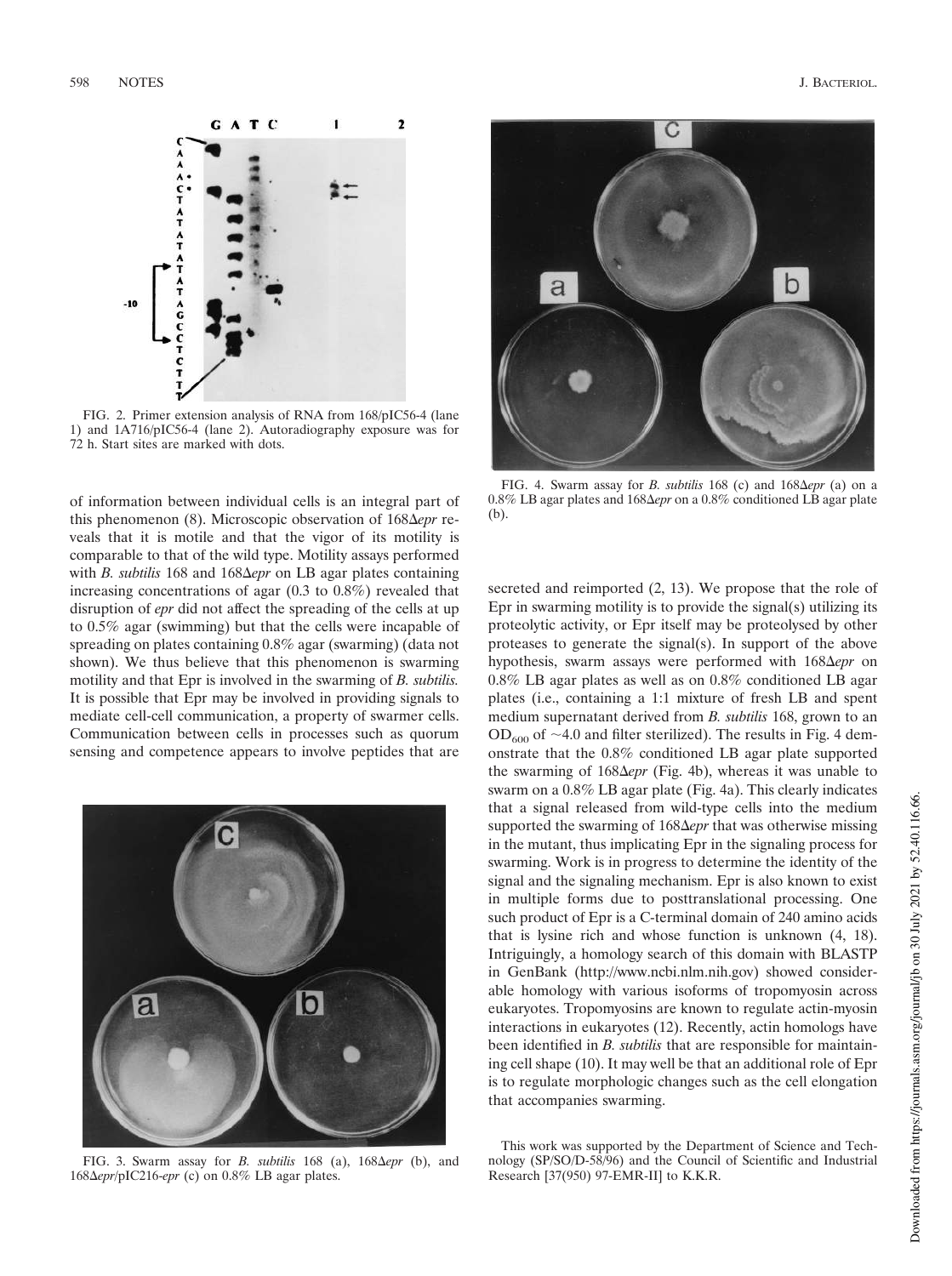FIG. 2. Primer extension analysis of RNA from 168/pIC56-4 (lane 1) and 1A716/pIC56-4 (lane 2). Autoradiography exposure was for 72 h. Start sites are marked with dots.

of information between individual cells is an integral part of this phenomenon (8). Microscopic observation of 168Δ*epr* reveals that it is motile and that the vigor of its motility is comparable to that of the wild type. Motility assays performed with *B. subtilis* 168 and 168Δ*epr* on LB agar plates containing increasing concentrations of agar (0.3 to 0.8%) revealed that disruption of *epr* did not affect the spreading of the cells at up to 0.5% agar (swimming) but that the cells were incapable of spreading on plates containing 0.8% agar (swarming) (data not shown). We thus believe that this phenomenon is swarming motility and that Epr is involved in the swarming of *B. subtilis.* It is possible that Epr may be involved in providing signals to mediate cell-cell communication, a property of swarmer cells. Communication between cells in processes such as quorum sensing and competence appears to involve peptides that are secreted and reimported (2, 13). We propose that the role of Epr in swarming motility is to provide the signal(s) utilizing its proteolytic activity, or Epr itself may be proteolysed by other proteases to generate the signal(s). In support of the above hypothesis, swarm assays were performed with 168Δ*epr* on 0.8% LB agar plates as well as on 0.8% conditioned LB agar plates (i.e., containing a 1:1 mixture of fresh LB and spent medium supernatant derived from *B. subtilis* 168, grown to an $OD_{600}$ of ~4.0 and filter sterilized). The results in Fig. 4 demonstrate that the 0.8% conditioned LB agar plate supported the swarming of 168Δ*epr* (Fig. 4b), whereas it was unable to swarm on a 0.8% LB agar plate (Fig. 4a). This clearly indicates that a signal released from wild-type cells into the medium supported the swarming of 168Δ*epr* that was otherwise missing in the mutant, thus implicating Epr in the signaling process for swarming. Work is in progress to determine the identity of the signal and the signaling mechanism. Epr is also known to exist in multiple forms due to posttranslational processing. One such product of Epr is a C-terminal domain of 240 amino acids that is lysine rich and whose function is unknown (4, 18). Intriguingly, a homology search of this domain with BLASTP in GenBank (http://www.ncbi.nlm.nih.gov) showed considerable homology with various isoforms of tropomyosin across eukaryotes. Tropomyosins are known to regulate actin-myosin interactions in eukaryotes (12). Recently, actin homologs have been identified in *B. subtilis* that are responsible for maintaining cell shape (10). It may well be that an additional role of Epr is to regulate morphologic changes such as the cell elongation that accompanies swarming.

FIG. 3. Swarm assay for *B. subtilis* 168 (a), 168Δ*epr* (b), and 168Δ*epr*/pIC216-*epr* (c) on 0.8% LB agar plates.

FIG. 4. Swarm assay for *B. subtilis* 168 (c) and 168Δ*epr* (a) on a 0.8% LB agar plates and 168Δ*epr* on a 0.8% conditioned LB agar plate (b).

This work was supported by the Department of Science and Technology (SP/SO/D-58/96) and the Council of Scientific and Industrial Research [37(950) 97-EMR-II] to K.K.R.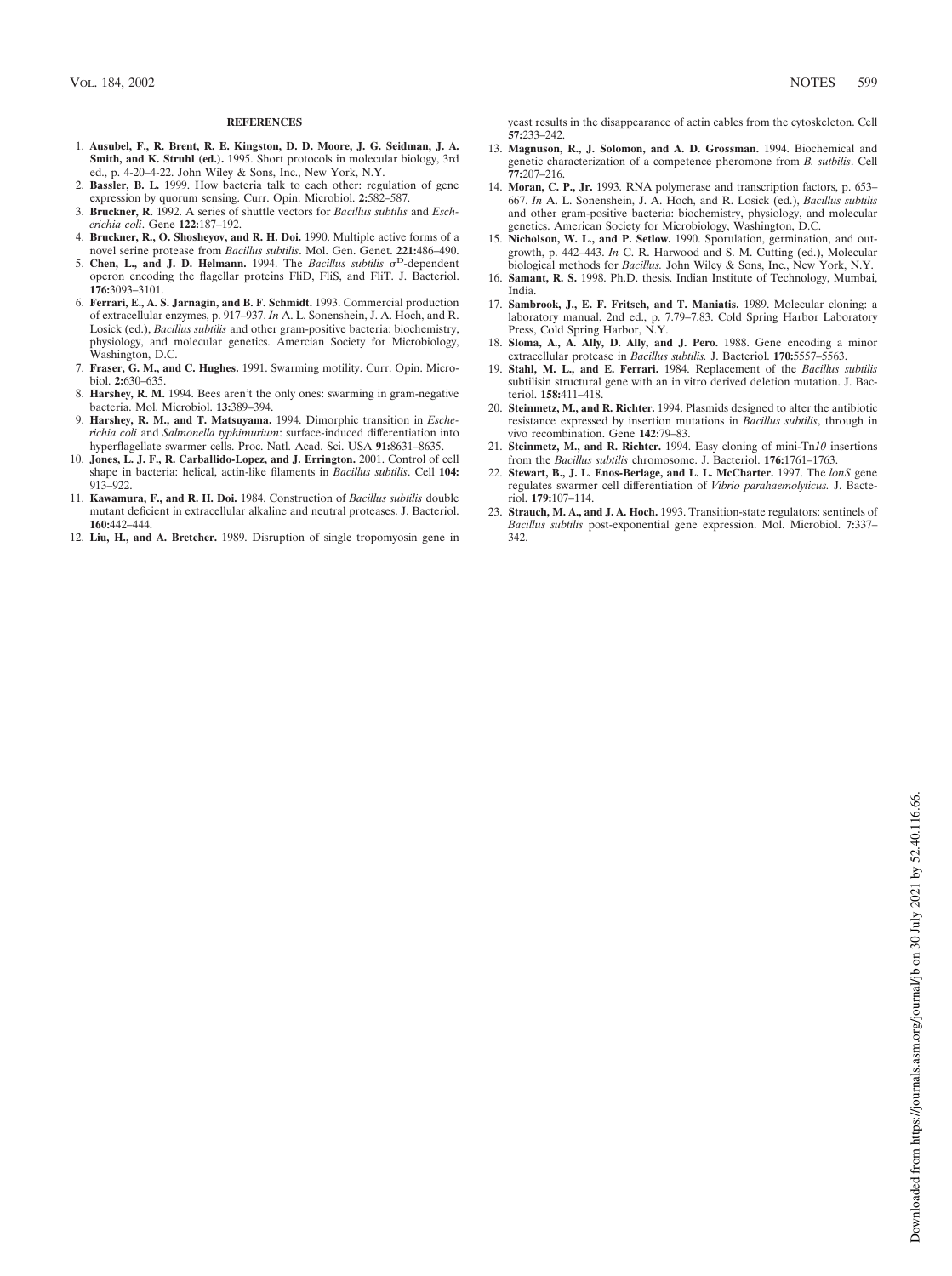## REFERENCES

1. **Ausubel, F., R. Brent, R. E. Kingston, D. D. Moore, J. G. Seidman, J. A. Smith, and K. Struhl (ed.).** 1995. Short protocols in molecular biology, 3rd ed., p. 4-20–4-22. John Wiley & Sons, Inc., New York, N.Y.
2. **Bassler, B. L.** 1999. How bacteria talk to each other: regulation of gene expression by quorum sensing. Curr. Opin. Microbiol. **2:**582–587.
3. **Bruckner, R.** 1992. A series of shuttle vectors for *Bacillus subtilis* and *Escherichia coli*. Gene **122:**187–192.
4. **Bruckner, R., O. Shosheyov, and R. H. Doi.** 1990. Multiple active forms of a novel serine protease from *Bacillus subtilis*. Mol. Gen. Genet. **221:**486–490.
5. **Chen, L., and J. D. Helmann.** 1994. The *Bacillus subtilis* $\sigma^D$-dependent operon encoding the flagellar proteins FliD, FliS, and FliT. J. Bacteriol. **176:**3093–3101.
6. **Ferrari, E., A. S. Jarnagin, and B. F. Schmidt.** 1993. Commercial production of extracellular enzymes, p. 917–937. *In* A. L. Sonenshein, J. A. Hoch, and R. Losick (ed.), *Bacillus subtilis* and other gram-positive bacteria: biochemistry, physiology, and molecular genetics. Amercian Society for Microbiology, Washington, D.C.
7. **Fraser, G. M., and C. Hughes.** 1991. Swarming motility. Curr. Opin. Microbiol. **2:**630–635.
8. **Harshey, R. M.** 1994. Bees aren't the only ones: swarming in gram-negative bacteria. Mol. Microbiol. **13:**389–394.
9. **Harshey, R. M., and T. Matsuyama.** 1994. Dimorphic transition in *Escherichia coli* and *Salmonella typhimurium*: surface-induced differentiation into hyperflagellate swarmer cells. Proc. Natl. Acad. Sci. USA **91:**8631–8635.
10. **Jones, L. J. F., R. Carballido-Lopez, and J. Errington.** 2001. Control of cell shape in bacteria: helical, actin-like filaments in *Bacillus subtilis*. Cell **104:** 913–922.
11. **Kawamura, F., and R. H. Doi.** 1984. Construction of *Bacillus subtilis* double mutant deficient in extracellular alkaline and neutral proteases. J. Bacteriol. **160:**442–444.
12. **Liu, H., and A. Bretcher.** 1989. Disruption of single tropomyosin gene in yeast results in the disappearance of actin cables from the cytoskeleton. Cell **57:**233–242.
13. **Magnuson, R., J. Solomon, and A. D. Grossman.** 1994. Biochemical and genetic characterization of a competence pheromone from *B. sutbilis*. Cell **77:**207–216.
14. **Moran, C. P., Jr.** 1993. RNA polymerase and transcription factors, p. 653–667. *In* A. L. Sonenshein, J. A. Hoch, and R. Losick (ed.), *Bacillus subtilis* and other gram-positive bacteria: biochemistry, physiology, and molecular genetics. American Society for Microbiology, Washington, D.C.
15. **Nicholson, W. L., and P. Setlow.** 1990. Sporulation, germination, and outgrowth, p. 442–443. *In* C. R. Harwood and S. M. Cutting (ed.), Molecular biological methods for *Bacillus.* John Wiley & Sons, Inc., New York, N.Y.
16. **Samant, R. S.** 1998. Ph.D. thesis. Indian Institute of Technology, Mumbai, India.
17. **Sambrook, J., E. F. Fritsch, and T. Maniatis.** 1989. Molecular cloning: a laboratory manual, 2nd ed., p. 7.79–7.83. Cold Spring Harbor Laboratory Press, Cold Spring Harbor, N.Y.
18. **Sloma, A., A. Ally, D. Ally, and J. Pero.** 1988. Gene encoding a minor extracellular protease in *Bacillus subtilis.* J. Bacteriol. **170:**5557–5563.
19. **Stahl, M. L., and E. Ferrari.** 1984. Replacement of the *Bacillus subtilis* subtilisin structural gene with an in vitro derived deletion mutation. J. Bacteriol. **158:**411–418.
20. **Steinmetz, M., and R. Richter.** 1994. Plasmids designed to alter the antibiotic resistance expressed by insertion mutations in *Bacillus subtilis*, through in vivo recombination. Gene **142:**79–83.
21. **Steinmetz, M., and R. Richter.** 1994. Easy cloning of mini-Tn*10* insertions from the *Bacillus subtilis* chromosome. J. Bacteriol. **176:**1761–1763.
22. **Stewart, B., J. L. Enos-Berlage, and L. L. McCharter.** 1997. The *lonS* gene regulates swarmer cell differentiation of *Vibrio parahaemolyticus.* J. Bacteriol. **179:**107–114.
23. **Strauch, M. A., and J. A. Hoch.** 1993. Transition-state regulators: sentinels of *Bacillus subtilis* post-exponential gene expression. Mol. Microbiol. **7:**337–342.